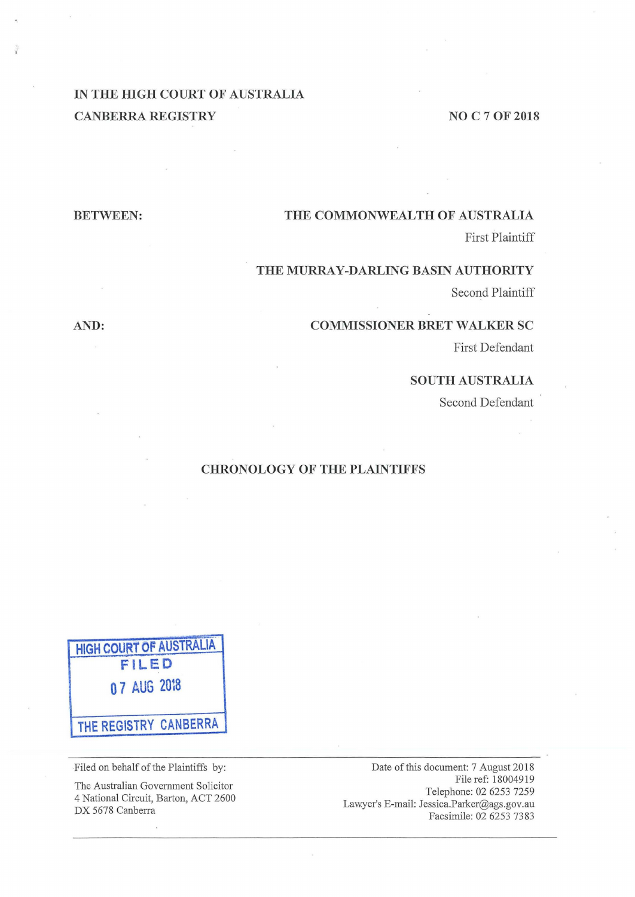IN THE HIGH COURT OF AUSTRALIA

CANBERRA REGISTRY

NO C 7 OF 2018

BETWEEN:

**THE COMMONWEALTH OF AUSTRALIA**
First Plaintiff

**THE MURRAY-DARLING BASIN AUTHORITY**
Second Plaintiff

AND:

**COMMISSIONER BRET WALKER SC**
First Defendant

**SOUTH AUSTRALIA**
Second Defendant

## CHRONOLOGY OF THE PLAINTIFFS

HIGH COURT OF AUSTRALIA
FILED
07 AUG 2018
THE REGISTRY CANBERRA

Filed on behalf of the Plaintiffs by:

The Australian Government Solicitor
4 National Circuit, Barton, ACT 2600
DX 5678 Canberra

Date of this document: 7 August 2018
File ref: 18004919
Telephone: 02 6253 7259
Lawyer's E-mail: Jessica.Parker@ags.gov.au
Facsimile: 02 6253 7383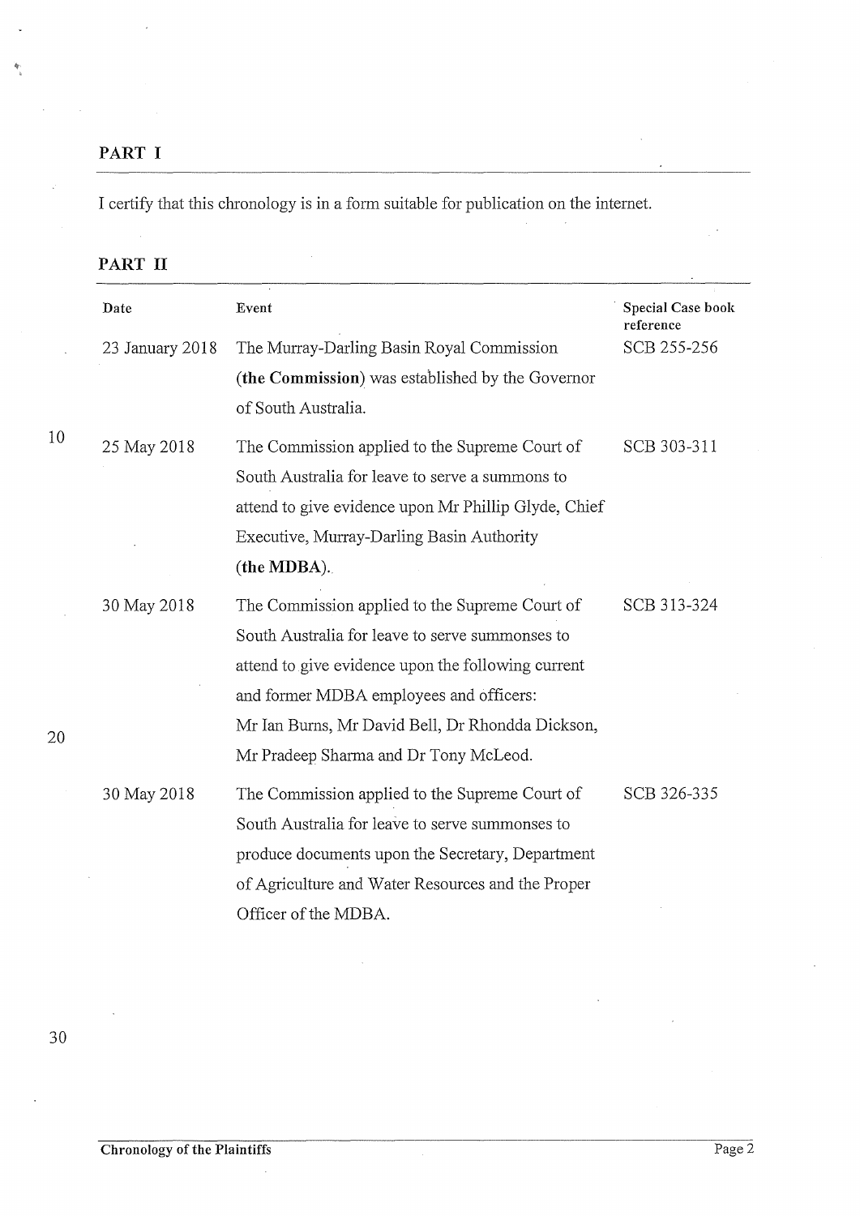## PART I

I certify that this chronology is in a form suitable for publication on the internet.

## PART II

| Date | Event | Special Case book reference |
| --- | --- | --- |
| 23 January 2018 | The Murray-Darling Basin Royal Commission (**the Commission**) was established by the Governor of South Australia. | SCB 255-256 |
| 25 May 2018 | The Commission applied to the Supreme Court of South Australia for leave to serve a summons to attend to give evidence upon Mr Phillip Glyde, Chief Executive, Murray-Darling Basin Authority (**the MDBA**). | SCB 303-311 |
| 30 May 2018 | The Commission applied to the Supreme Court of South Australia for leave to serve summonses to attend to give evidence upon the following current and former MDBA employees and officers: Mr Ian Burns, Mr David Bell, Dr Rhondda Dickson, Mr Pradeep Sharma and Dr Tony McLeod. | SCB 313-324 |
| 30 May 2018 | The Commission applied to the Supreme Court of South Australia for leave to serve summonses to produce documents upon the Secretary, Department of Agriculture and Water Resources and the Proper Officer of the MDBA. | SCB 326-335 |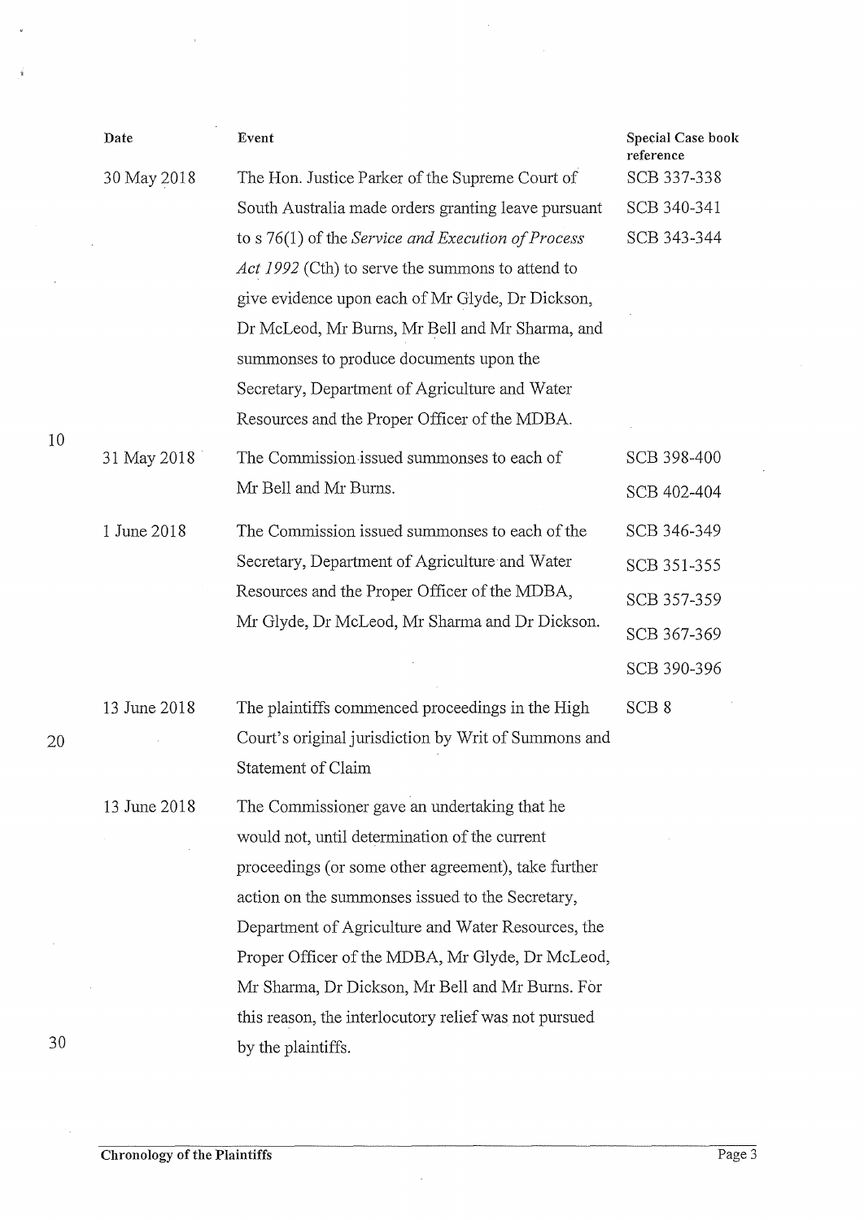| Date | Event | Special Case book reference |
|---|---|---|
| 30 May 2018 | The Hon. Justice Parker of the Supreme Court of South Australia made orders granting leave pursuant to s 76(1) of the *Service and Execution of Process Act 1992* (Cth) to serve the summons to attend to give evidence upon each of Mr Glyde, Dr Dickson, Dr McLeod, Mr Burns, Mr Bell and Mr Sharma, and summonses to produce documents upon the Secretary, Department of Agriculture and Water Resources and the Proper Officer of the MDBA. | SCB 337-338<br>SCB 340-341<br>SCB 343-344 |
| 31 May 2018 | The Commission issued summonses to each of Mr Bell and Mr Burns. | SCB 398-400<br>SCB 402-404 |
| 1 June 2018 | The Commission issued summonses to each of the Secretary, Department of Agriculture and Water Resources and the Proper Officer of the MDBA, Mr Glyde, Dr McLeod, Mr Sharma and Dr Dickson. | SCB 346-349<br>SCB 351-355<br>SCB 357-359<br>SCB 367-369<br>SCB 390-396 |
| 13 June 2018 | The plaintiffs commenced proceedings in the High Court's original jurisdiction by Writ of Summons and Statement of Claim | SCB 8 |
| 13 June 2018 | The Commissioner gave an undertaking that he would not, until determination of the current proceedings (or some other agreement), take further action on the summonses issued to the Secretary, Department of Agriculture and Water Resources, the Proper Officer of the MDBA, Mr Glyde, Dr McLeod, Mr Sharma, Dr Dickson, Mr Bell and Mr Burns. For this reason, the interlocutory relief was not pursued by the plaintiffs. | |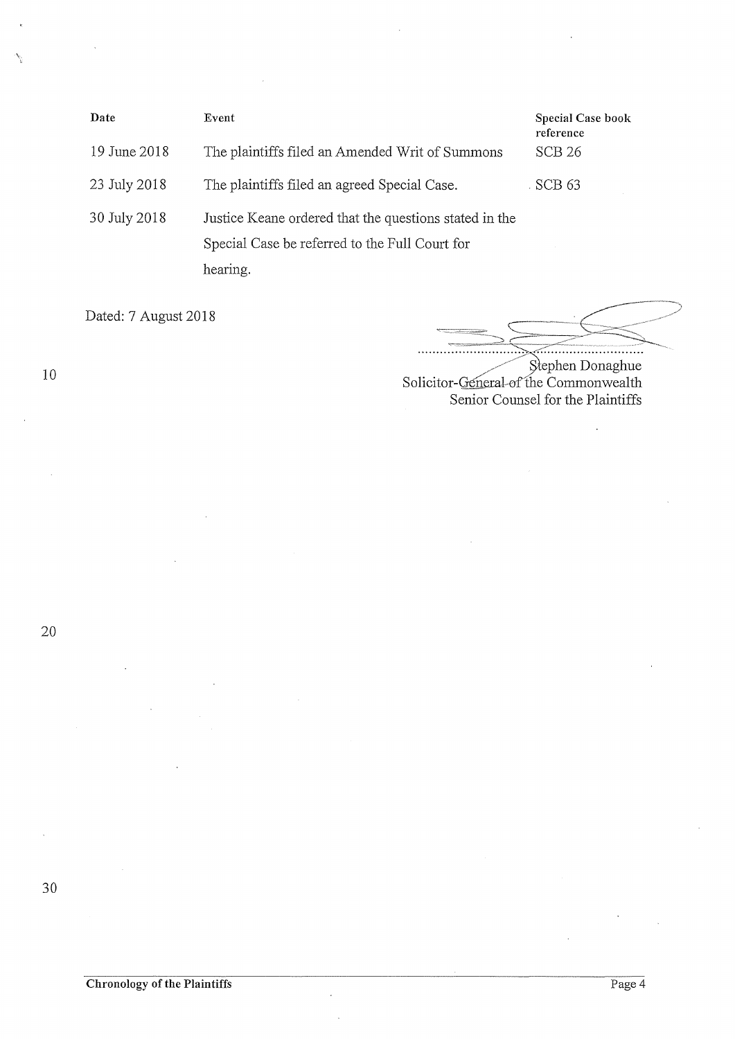| Date | Event | Special Case book reference |
|---|---|---|
| 19 June 2018 | The plaintiffs filed an Amended Writ of Summons | SCB 26 |
| 23 July 2018 | The plaintiffs filed an agreed Special Case. | SCB 63 |
| 30 July 2018 | Justice Keane ordered that the questions stated in the Special Case be referred to the Full Court for hearing. | |

Dated: 7 August 2018

.............................................................

Stephen Donaghue
Solicitor-General of the Commonwealth
Senior Counsel for the Plaintiffs